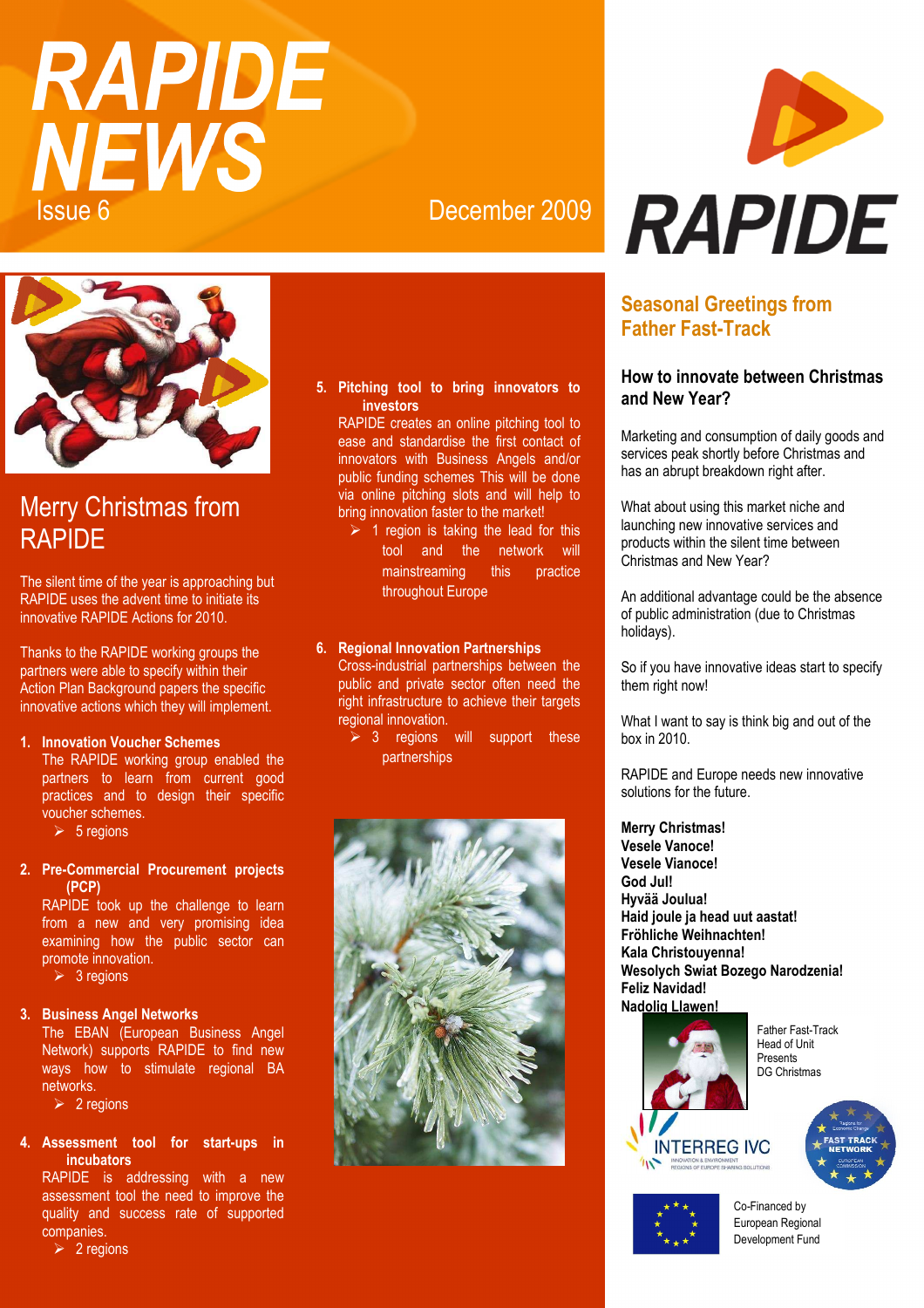# RAPIDE NEWS

Issue 6

December 2009

RAPIDE

## Merry Christmas from RAPIDE

The silent time of the year is approaching but RAPIDE uses the advent time to initiate its innovative RAPIDE Actions for 2010.

Thanks to the RAPIDE working groups the partners were able to specify within their Action Plan Background papers the specific innovative actions which they will implement.

1. **Innovation Voucher Schemes**
   The RAPIDE working group enabled the partners to learn from current good practices and to design their specific voucher schemes.
   - 5 regions

2. **Pre-Commercial Procurement projects (PCP)**
   RAPIDE took up the challenge to learn from a new and very promising idea examining how the public sector can promote innovation.
   - 3 regions

3. **Business Angel Networks**
   The EBAN (European Business Angel Network) supports RAPIDE to find new ways how to stimulate regional BA networks.
   - 2 regions

4. **Assessment tool for start-ups in incubators**
   RAPIDE is addressing with a new assessment tool the need to improve the quality and success rate of supported companies.
   - 2 regions

5. **Pitching tool to bring innovators to investors**
   RAPIDE creates an online pitching tool to ease and standardise the first contact of innovators with Business Angels and/or public funding schemes This will be done via online pitching slots and will help to bring innovation faster to the market!
   - 1 region is taking the lead for this tool and the network will mainstreaming this practice throughout Europe

6. **Regional Innovation Partnerships**
   Cross-industrial partnerships between the public and private sector often need the right infrastructure to achieve their targets regional innovation.
   - 3 regions will support these partnerships

## Seasonal Greetings from Father Fast-Track

### How to innovate between Christmas and New Year?

Marketing and consumption of daily goods and services peak shortly before Christmas and has an abrupt breakdown right after.

What about using this market niche and launching new innovative services and products within the silent time between Christmas and New Year?

An additional advantage could be the absence of public administration (due to Christmas holidays).

So if you have innovative ideas start to specify them right now!

What I want to say is think big and out of the box in 2010.

RAPIDE and Europe needs new innovative solutions for the future.

**Merry Christmas!**
**Vesele Vanoce!**
**Vesele Vianoce!**
**God Jul!**
**Hyvää Joulua!**
**Haid joule ja head uut aastat!**
**Fröhliche Weihnachten!**
**Kala Christouyenna!**
**Wesolych Swiat Bozego Narodzenia!**
**Feliz Navidad!**
**Nadolig Llawen!**

Father Fast-Track
Head of Unit
Presents
DG Christmas

INTERREG IVC
INNOVATION & ENVIRONMENT REGIONS OF EUROPE SHARING SOLUTIONS

FAST TRACK NETWORK

Co-Financed by European Regional Development Fund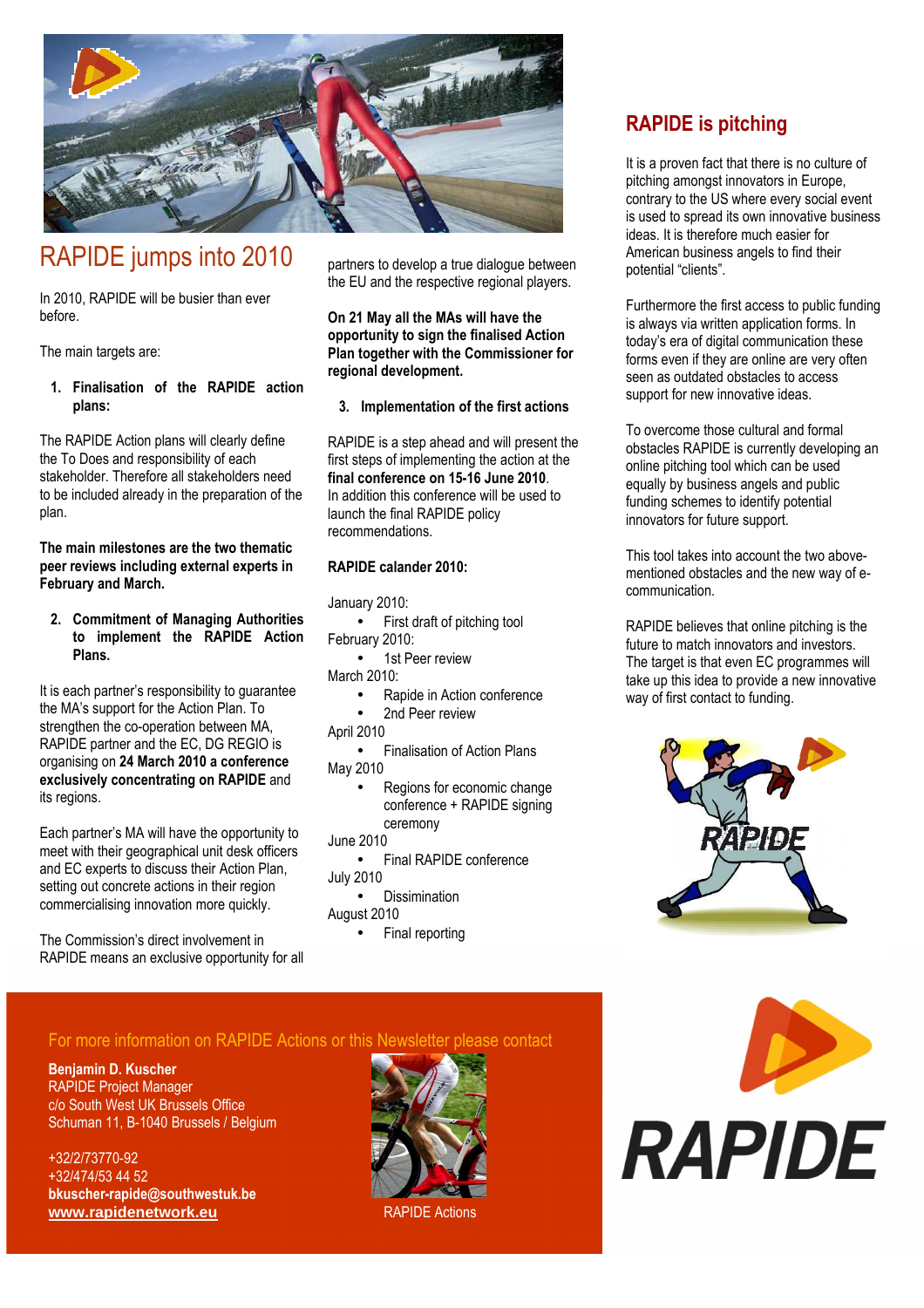# RAPIDE jumps into 2010

In 2010, RAPIDE will be busier than ever before.

The main targets are:

1. **Finalisation of the RAPIDE action plans:**

The RAPIDE Action plans will clearly define the To Does and responsibility of each stakeholder. Therefore all stakeholders need to be included already in the preparation of the plan.

**The main milestones are the two thematic peer reviews including external experts in February and March.**

2. **Commitment of Managing Authorities to implement the RAPIDE Action Plans.**

It is each partner's responsibility to guarantee the MA's support for the Action Plan. To strengthen the co-operation between MA, RAPIDE partner and the EC, DG REGIO is organising on **24 March 2010 a conference exclusively concentrating on RAPIDE** and its regions.

Each partner's MA will have the opportunity to meet with their geographical unit desk officers and EC experts to discuss their Action Plan, setting out concrete actions in their region commercialising innovation more quickly.

The Commission's direct involvement in RAPIDE means an exclusive opportunity for all partners to develop a true dialogue between the EU and the respective regional players.

**On 21 May all the MAs will have the opportunity to sign the finalised Action Plan together with the Commissioner for regional development.**

3. **Implementation of the first actions**

RAPIDE is a step ahead and will present the first steps of implementing the action at the **final conference on 15-16 June 2010**. In addition this conference will be used to launch the final RAPIDE policy recommendations.

**RAPIDE calander 2010:**

January 2010:
- First draft of pitching tool

February 2010:
- 1st Peer review

March 2010:
- Rapide in Action conference
- 2nd Peer review

April 2010
- Finalisation of Action Plans

May 2010
- Regions for economic change conference + RAPIDE signing ceremony

June 2010
- Final RAPIDE conference

July 2010
- Dissimination

August 2010
- Final reporting

## RAPIDE is pitching

It is a proven fact that there is no culture of pitching amongst innovators in Europe, contrary to the US where every social event is used to spread its own innovative business ideas. It is therefore much easier for American business angels to find their potential "clients".

Furthermore the first access to public funding is always via written application forms. In today's era of digital communication these forms even if they are online are very often seen as outdated obstacles to access support for new innovative ideas.

To overcome those cultural and formal obstacles RAPIDE is currently developing an online pitching tool which can be used equally by business angels and public funding schemes to identify potential innovators for future support.

This tool takes into account the two above-mentioned obstacles and the new way of e-communication.

RAPIDE believes that online pitching is the future to match innovators and investors. The target is that even EC programmes will take up this idea to provide a new innovative way of first contact to funding.

For more information on RAPIDE Actions or this Newsletter please contact

**Benjamin D. Kuscher**
RAPIDE Project Manager
c/o South West UK Brussels Office
Schuman 11, B-1040 Brussels / Belgium

+32/2/73770-92
+32/474/53 44 52
**bkuscher-rapide@southwestuk.be**
**www.rapidenetwork.eu**

RAPIDE Actions

RAPIDE